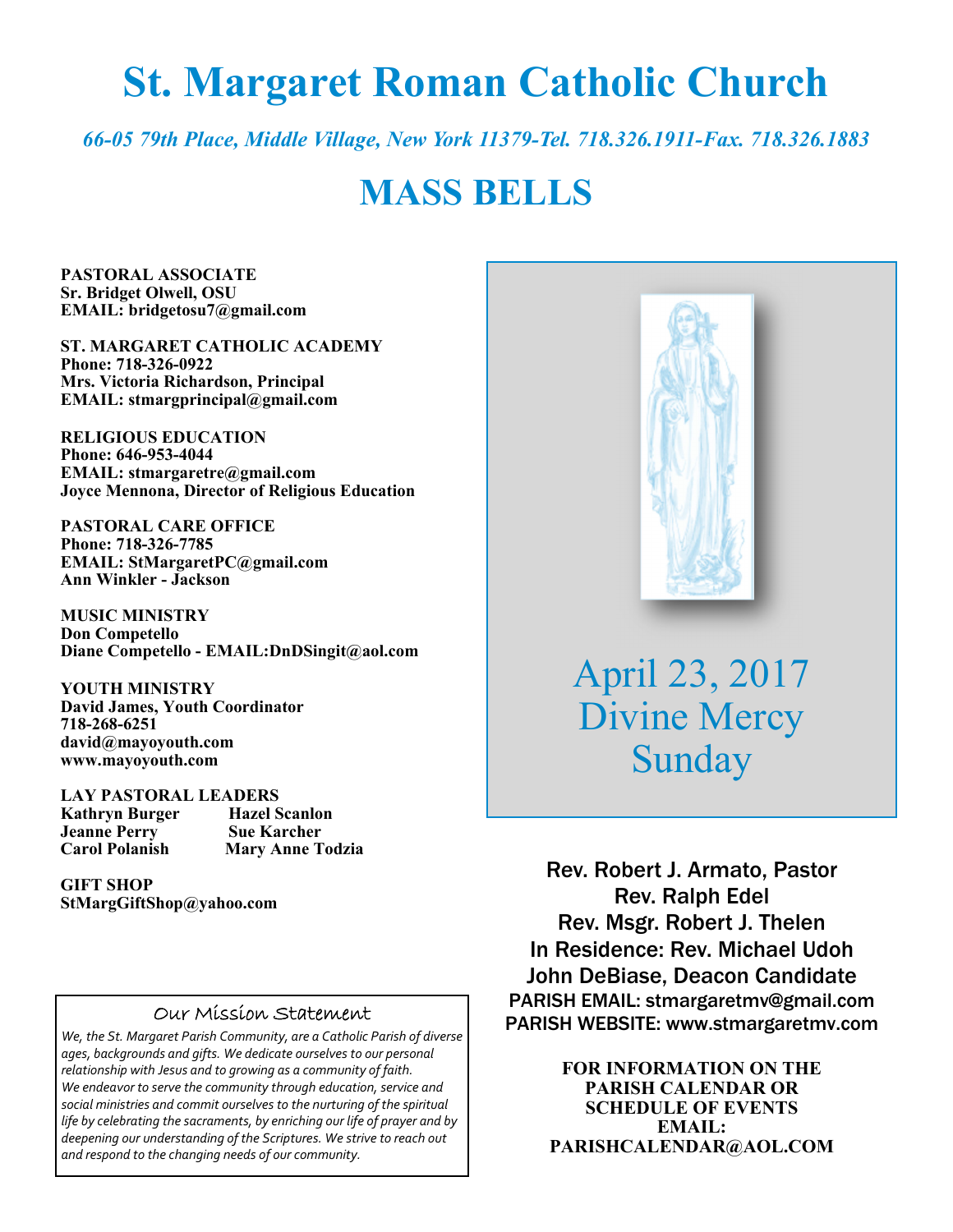# St. Margaret Roman Catholic Church

*66-05 79th Place, Middle Village, New York 11379-Tel. 718.326.1911-Fax. 718.326.1883*

# MASS BELLS

**PASTORAL ASSOCIATE**
**Sr. Bridget Olwell, OSU**
**EMAIL: bridgetosu7@gmail.com**

**ST. MARGARET CATHOLIC ACADEMY**
**Phone: 718-326-0922**
**Mrs. Victoria Richardson, Principal**
**EMAIL: stmargprincipal@gmail.com**

**RELIGIOUS EDUCATION**
**Phone: 646-953-4044**
**EMAIL: stmargaretre@gmail.com**
**Joyce Mennona, Director of Religious Education**

**PASTORAL CARE OFFICE**
**Phone: 718-326-7785**
**EMAIL: StMargaretPC@gmail.com**
**Ann Winkler - Jackson**

**MUSIC MINISTRY**
**Don Competello**
**Diane Competello - EMAIL:DnDSingit@aol.com**

**YOUTH MINISTRY**
**David James, Youth Coordinator**
**718-268-6251**
**david@mayoyouth.com**
**www.mayoyouth.com**

**LAY PASTORAL LEADERS**

| | |
|---|---|
| **Kathryn Burger** | **Hazel Scanlon** |
| **Jeanne Perry** | **Sue Karcher** |
| **Carol Polanish** | **Mary Anne Todzia** |

**GIFT SHOP**
**StMargGiftShop@yahoo.com**

### Our Mission Statement

*We, the St. Margaret Parish Community, are a Catholic Parish of diverse ages, backgrounds and gifts. We dedicate ourselves to our personal relationship with Jesus and to growing as a community of faith. We endeavor to serve the community through education, service and social ministries and commit ourselves to the nurturing of the spiritual life by celebrating the sacraments, by enriching our life of prayer and by deepening our understanding of the Scriptures. We strive to reach out and respond to the changing needs of our community.*

## April 23, 2017
## Divine Mercy Sunday

Rev. Robert J. Armato, Pastor
Rev. Ralph Edel
Rev. Msgr. Robert J. Thelen
In Residence: Rev. Michael Udoh
John DeBiase, Deacon Candidate
PARISH EMAIL: stmargaretmv@gmail.com
PARISH WEBSITE: www.stmargaretmv.com

**FOR INFORMATION ON THE PARISH CALENDAR OR SCHEDULE OF EVENTS EMAIL: PARISHCALENDAR@AOL.COM**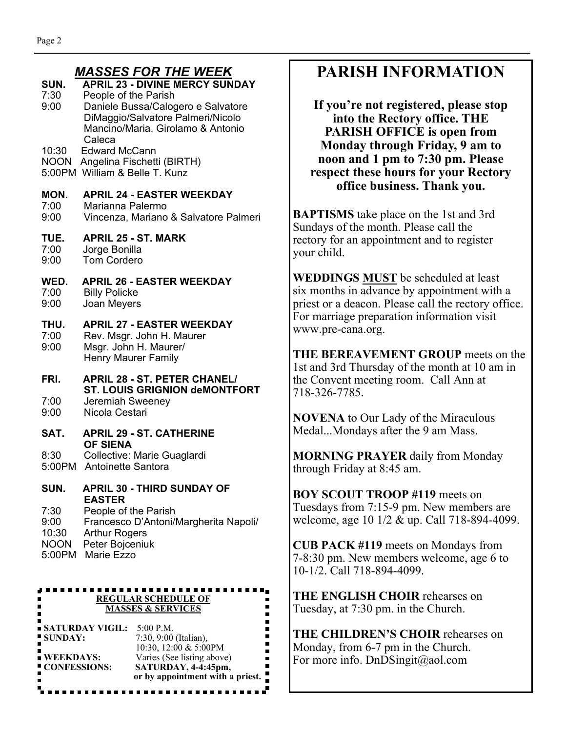## *MASSES FOR THE WEEK*

**SUN. APRIL 23 - DIVINE MERCY SUNDAY**
7:30 People of the Parish
9:00 Daniele Bussa/Calogero e Salvatore DiMaggio/Salvatore Palmeri/Nicolo Mancino/Maria, Girolamo & Antonio Caleca
10:30 Edward McCann
NOON Angelina Fischetti (BIRTH)
5:00PM William & Belle T. Kunz

**MON. APRIL 24 - EASTER WEEKDAY**
7:00 Marianna Palermo
9:00 Vincenza, Mariano & Salvatore Palmeri

**TUE. APRIL 25 - ST. MARK**
7:00 Jorge Bonilla
9:00 Tom Cordero

**WED. APRIL 26 - EASTER WEEKDAY**
7:00 Billy Policke
9:00 Joan Meyers

**THU. APRIL 27 - EASTER WEEKDAY**
7:00 Rev. Msgr. John H. Maurer
9:00 Msgr. John H. Maurer/ Henry Maurer Family

**FRI. APRIL 28 - ST. PETER CHANEL/ ST. LOUIS GRIGNION deMONTFORT**
7:00 Jeremiah Sweeney
9:00 Nicola Cestari

**SAT. APRIL 29 - ST. CATHERINE OF SIENA**
8:30 Collective: Marie Guaglardi
5:00PM Antoinette Santora

**SUN. APRIL 30 - THIRD SUNDAY OF EASTER**
7:30 People of the Parish
9:00 Francesco D'Antoni/Margherita Napoli/
10:30 Arthur Rogers
NOON Peter Bojceniuk
5:00PM Marie Ezzo

**REGULAR SCHEDULE OF MASSES & SERVICES**

| | |
|---|---|
| **SATURDAY VIGIL:** | 5:00 P.M. |
| **SUNDAY:** | 7:30, 9:00 (Italian), 10:30, 12:00 & 5:00PM |
| **WEEKDAYS:** | Varies (See listing above) |
| **CONFESSIONS:** | **SATURDAY, 4-4:45pm, or by appointment with a priest.** |

# PARISH INFORMATION

**If you're not registered, please stop into the Rectory office. THE PARISH OFFICE is open from Monday through Friday, 9 am to noon and 1 pm to 7:30 pm. Please respect these hours for your Rectory office business. Thank you.**

**BAPTISMS** take place on the 1st and 3rd Sundays of the month. Please call the rectory for an appointment and to register your child.

**WEDDINGS MUST** be scheduled at least six months in advance by appointment with a priest or a deacon. Please call the rectory office. For marriage preparation information visit www.pre-cana.org.

**THE BEREAVEMENT GROUP** meets on the 1st and 3rd Thursday of the month at 10 am in the Convent meeting room. Call Ann at 718-326-7785.

**NOVENA** to Our Lady of the Miraculous Medal...Mondays after the 9 am Mass.

**MORNING PRAYER** daily from Monday through Friday at 8:45 am.

**BOY SCOUT TROOP #119** meets on Tuesdays from 7:15-9 pm. New members are welcome, age 10 1/2 & up. Call 718-894-4099.

**CUB PACK #119** meets on Mondays from 7-8:30 pm. New members welcome, age 6 to 10-1/2. Call 718-894-4099.

**THE ENGLISH CHOIR** rehearses on Tuesday, at 7:30 pm. in the Church.

**THE CHILDREN'S CHOIR** rehearses on Monday, from 6-7 pm in the Church. For more info. DnDSingit@aol.com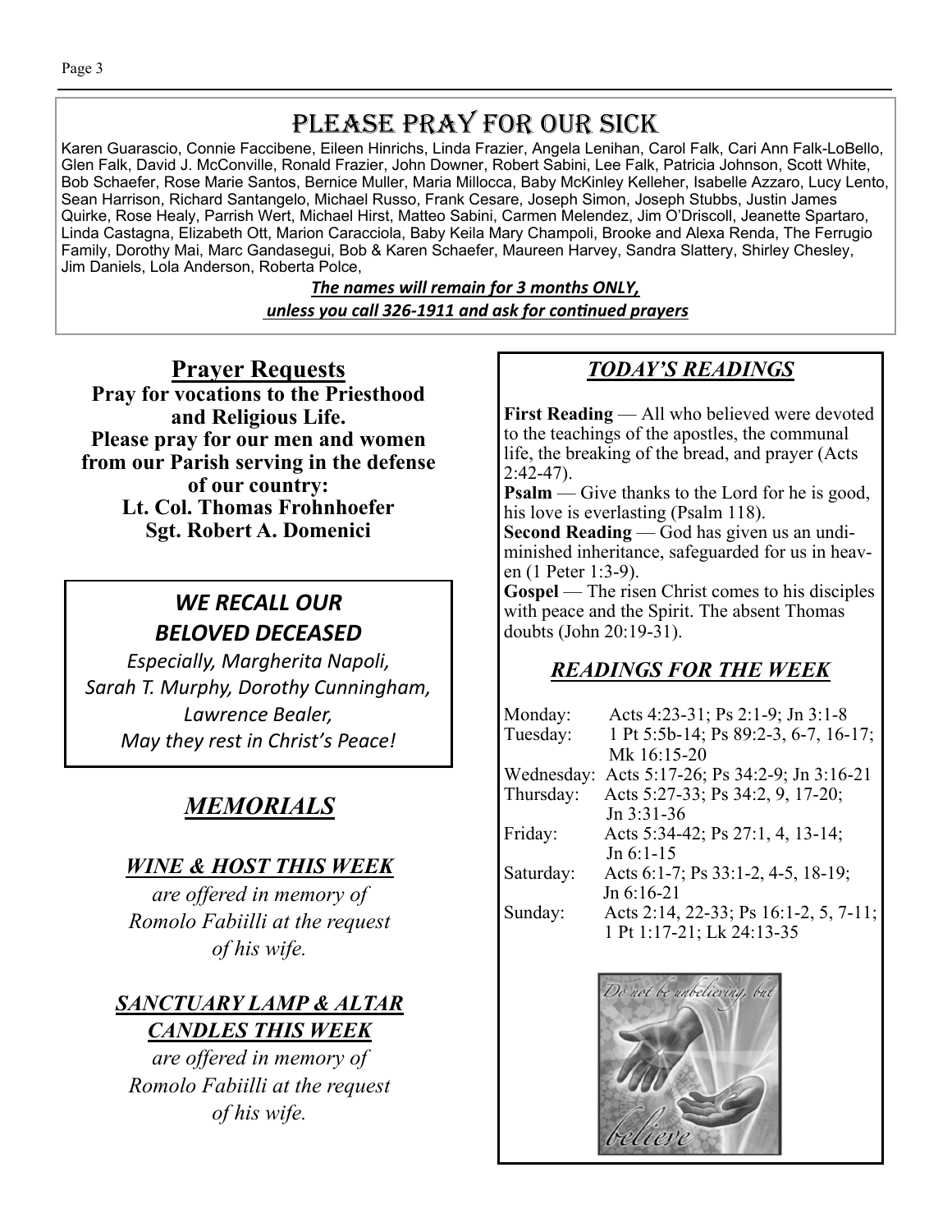# Please Pray For Our Sick

Karen Guarascio, Connie Faccibene, Eileen Hinrichs, Linda Frazier, Angela Lenihan, Carol Falk, Cari Ann Falk-LoBello, Glen Falk, David J. McConville, Ronald Frazier, John Downer, Robert Sabini, Lee Falk, Patricia Johnson, Scott White, Bob Schaefer, Rose Marie Santos, Bernice Muller, Maria Millocca, Baby McKinley Kelleher, Isabelle Azzaro, Lucy Lento, Sean Harrison, Richard Santangelo, Michael Russo, Frank Cesare, Joseph Simon, Joseph Stubbs, Justin James Quirke, Rose Healy, Parrish Wert, Michael Hirst, Matteo Sabini, Carmen Melendez, Jim O'Driscoll, Jeanette Spartaro, Linda Castagna, Elizabeth Ott, Marion Caracciola, Baby Keila Mary Champoli, Brooke and Alexa Renda, The Ferrugio Family, Dorothy Mai, Marc Gandasegui, Bob & Karen Schaefer, Maureen Harvey, Sandra Slattery, Shirley Chesley, Jim Daniels, Lola Anderson, Roberta Polce,

***The names will remain for 3 months ONLY,***
***unless you call 326-1911 and ask for continued prayers***

## Prayer Requests

**Pray for vocations to the Priesthood and Religious Life.**
**Please pray for our men and women from our Parish serving in the defense of our country:**
**Lt. Col. Thomas Frohnhoefer**
**Sgt. Robert A. Domenici**

## *WE RECALL OUR BELOVED DECEASED*

*Especially, Margherita Napoli, Sarah T. Murphy, Dorothy Cunningham, Lawrence Bealer,*
*May they rest in Christ's Peace!*

## *MEMORIALS*

### *WINE & HOST THIS WEEK*

*are offered in memory of Romolo Fabiilli at the request of his wife.*

### *SANCTUARY LAMP & ALTAR CANDLES THIS WEEK*

*are offered in memory of Romolo Fabiilli at the request of his wife.*

## *TODAY'S READINGS*

**First Reading** — All who believed were devoted to the teachings of the apostles, the communal life, the breaking of the bread, and prayer (Acts 2:42-47).
**Psalm** — Give thanks to the Lord for he is good, his love is everlasting (Psalm 118).
**Second Reading** — God has given us an undiminished inheritance, safeguarded for us in heaven (1 Peter 1:3-9).
**Gospel** — The risen Christ comes to his disciples with peace and the Spirit. The absent Thomas doubts (John 20:19-31).

## *READINGS FOR THE WEEK*

| | |
|---|---|
| Monday: | Acts 4:23-31; Ps 2:1-9; Jn 3:1-8 |
| Tuesday: | 1 Pt 5:5b-14; Ps 89:2-3, 6-7, 16-17; Mk 16:15-20 |
| Wednesday: | Acts 5:17-26; Ps 34:2-9; Jn 3:16-21 |
| Thursday: | Acts 5:27-33; Ps 34:2, 9, 17-20; Jn 3:31-36 |
| Friday: | Acts 5:34-42; Ps 27:1, 4, 13-14; Jn 6:1-15 |
| Saturday: | Acts 6:1-7; Ps 33:1-2, 4-5, 18-19; Jn 6:16-21 |
| Sunday: | Acts 2:14, 22-33; Ps 16:1-2, 5, 7-11; 1 Pt 1:17-21; Lk 24:13-35 |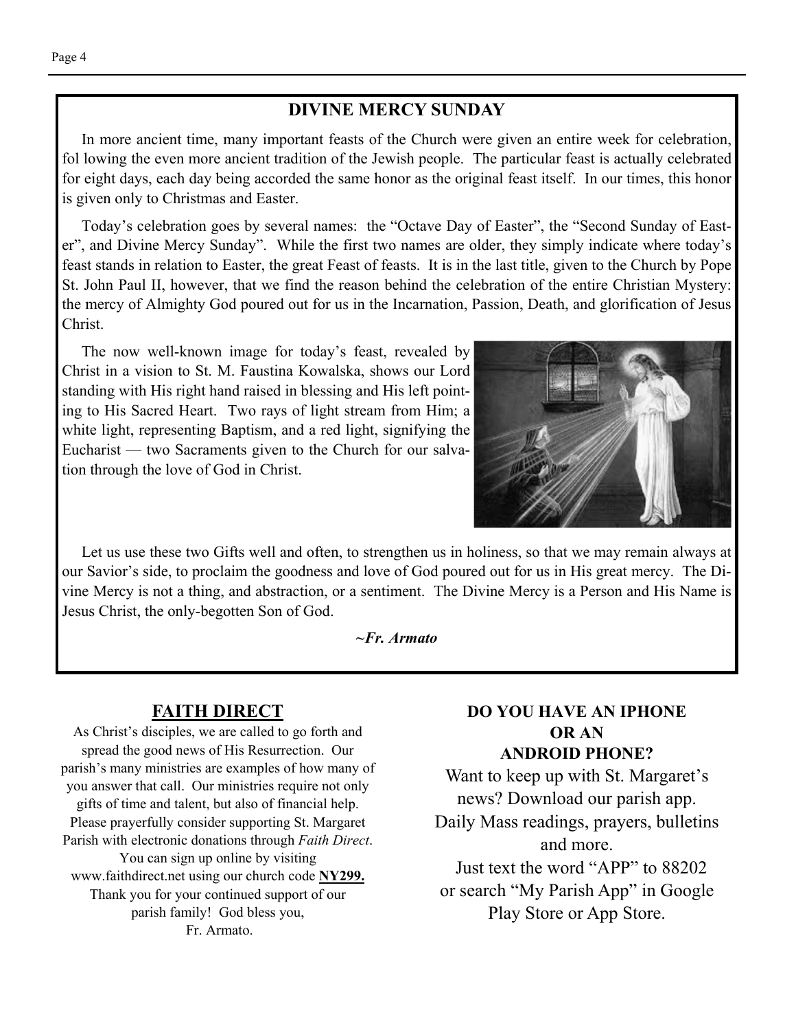## DIVINE MERCY SUNDAY

In more ancient time, many important feasts of the Church were given an entire week for celebration, fol lowing the even more ancient tradition of the Jewish people. The particular feast is actually celebrated for eight days, each day being accorded the same honor as the original feast itself. In our times, this honor is given only to Christmas and Easter.

Today's celebration goes by several names: the "Octave Day of Easter", the "Second Sunday of Easter", and Divine Mercy Sunday". While the first two names are older, they simply indicate where today's feast stands in relation to Easter, the great Feast of feasts. It is in the last title, given to the Church by Pope St. John Paul II, however, that we find the reason behind the celebration of the entire Christian Mystery: the mercy of Almighty God poured out for us in the Incarnation, Passion, Death, and glorification of Jesus Christ.

The now well-known image for today's feast, revealed by Christ in a vision to St. M. Faustina Kowalska, shows our Lord standing with His right hand raised in blessing and His left pointing to His Sacred Heart. Two rays of light stream from Him; a white light, representing Baptism, and a red light, signifying the Eucharist — two Sacraments given to the Church for our salvation through the love of God in Christ.

Let us use these two Gifts well and often, to strengthen us in holiness, so that we may remain always at our Savior's side, to proclaim the goodness and love of God poured out for us in His great mercy. The Divine Mercy is not a thing, and abstraction, or a sentiment. The Divine Mercy is a Person and His Name is Jesus Christ, the only-begotten Son of God.

***~Fr. Armato***

## FAITH DIRECT

As Christ's disciples, we are called to go forth and spread the good news of His Resurrection. Our parish's many ministries are examples of how many of you answer that call. Our ministries require not only gifts of time and talent, but also of financial help. Please prayerfully consider supporting St. Margaret Parish with electronic donations through *Faith Direct*. You can sign up online by visiting www.faithdirect.net using our church code **NY299.** Thank you for your continued support of our parish family! God bless you,
Fr. Armato.

**DO YOU HAVE AN IPHONE OR AN ANDROID PHONE?**

Want to keep up with St. Margaret's news? Download our parish app. Daily Mass readings, prayers, bulletins and more.
Just text the word "APP" to 88202 or search "My Parish App" in Google Play Store or App Store.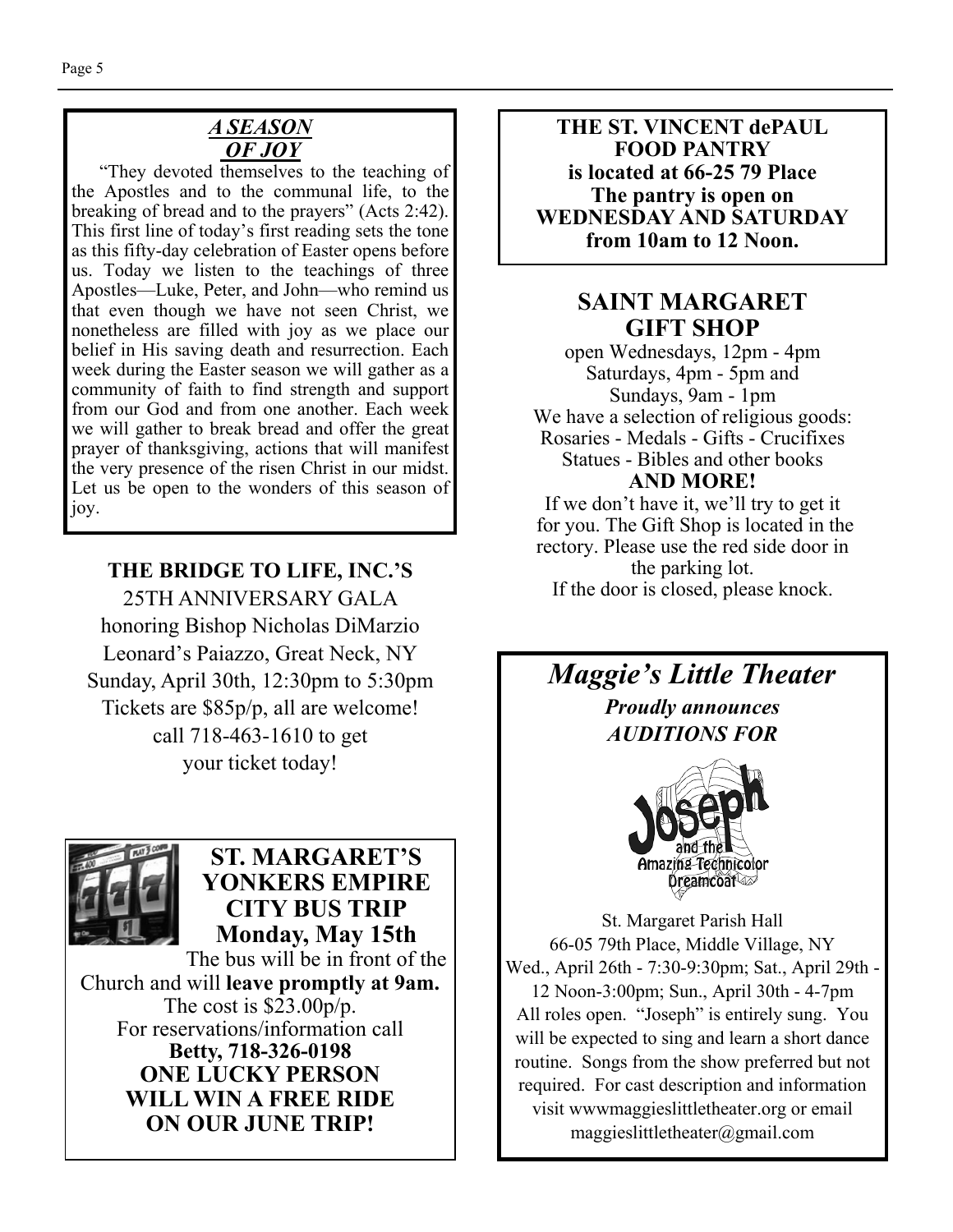## *A SEASON OF JOY*

"They devoted themselves to the teaching of the Apostles and to the communal life, to the breaking of bread and to the prayers" (Acts 2:42). This first line of today's first reading sets the tone as this fifty-day celebration of Easter opens before us. Today we listen to the teachings of three Apostles—Luke, Peter, and John—who remind us that even though we have not seen Christ, we nonetheless are filled with joy as we place our belief in His saving death and resurrection. Each week during the Easter season we will gather as a community of faith to find strength and support from our God and from one another. Each week we will gather to break bread and offer the great prayer of thanksgiving, actions that will manifest the very presence of the risen Christ in our midst. Let us be open to the wonders of this season of joy.

**THE BRIDGE TO LIFE, INC.'S**

25TH ANNIVERSARY GALA
honoring Bishop Nicholas DiMarzio
Leonard's Paiazzo, Great Neck, NY
Sunday, April 30th, 12:30pm to 5:30pm
Tickets are $85p/p, all are welcome!
call 718-463-1610 to get your ticket today!

## ST. MARGARET'S YONKERS EMPIRE CITY BUS TRIP Monday, May 15th

The bus will be in front of the Church and will **leave promptly at 9am.**
The cost is $23.00p/p.
For reservations/information call
**Betty, 718-326-0198**
**ONE LUCKY PERSON WILL WIN A FREE RIDE ON OUR JUNE TRIP!**

**THE ST. VINCENT dePAUL FOOD PANTRY**
**is located at 66-25 79 Place**
**The pantry is open on WEDNESDAY AND SATURDAY from 10am to 12 Noon.**

## SAINT MARGARET GIFT SHOP

open Wednesdays, 12pm - 4pm
Saturdays, 4pm - 5pm and
Sundays, 9am - 1pm
We have a selection of religious goods:
Rosaries - Medals - Gifts - Crucifixes
Statues - Bibles and other books
**AND MORE!**
If we don't have it, we'll try to get it for you. The Gift Shop is located in the rectory. Please use the red side door in the parking lot.
If the door is closed, please knock.

## *Maggie's Little Theater*

***Proudly announces***
***AUDITIONS FOR***

Joseph and the Amazing Technicolor Dreamcoat

St. Margaret Parish Hall
66-05 79th Place, Middle Village, NY
Wed., April 26th - 7:30-9:30pm; Sat., April 29th - 12 Noon-3:00pm; Sun., April 30th - 4-7pm
All roles open. "Joseph" is entirely sung. You will be expected to sing and learn a short dance routine. Songs from the show preferred but not required. For cast description and information visit wwwmaggieslittletheater.org or email maggieslittletheater@gmail.com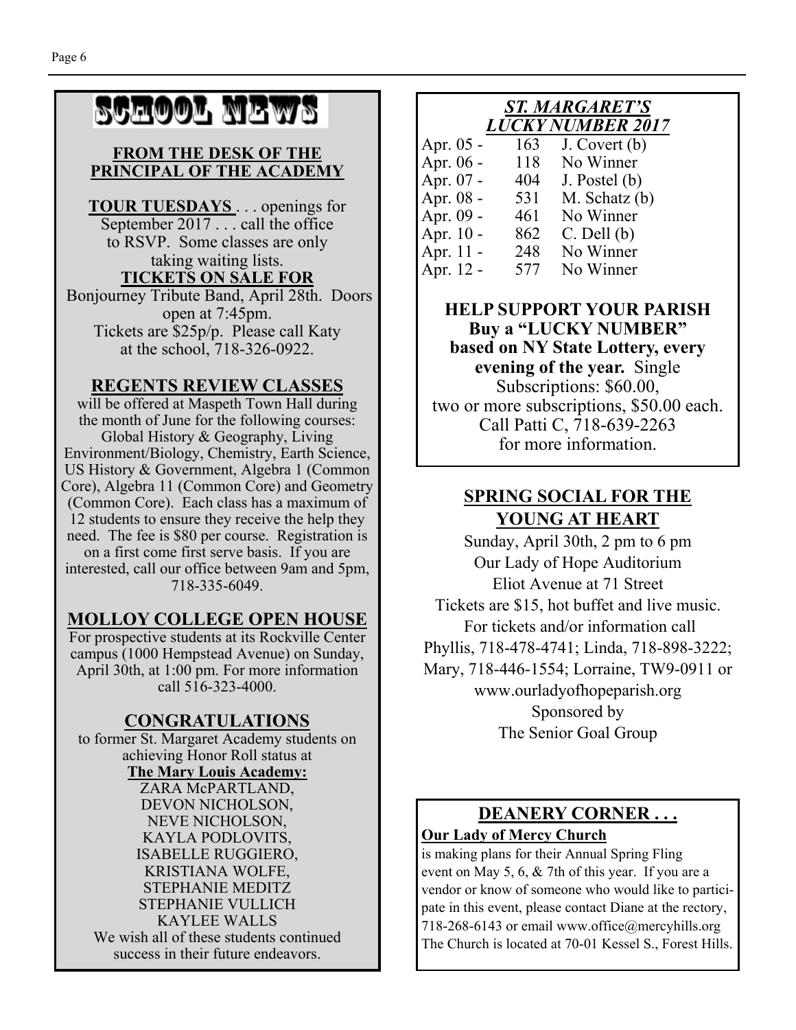# SCHOOL NEWS

## FROM THE DESK OF THE PRINCIPAL OF THE ACADEMY

**TOUR TUESDAYS** . . . openings for September 2017 . . . call the office to RSVP. Some classes are only taking waiting lists.

**TICKETS ON SALE FOR**

Bonjourney Tribute Band, April 28th. Doors open at 7:45pm. Tickets are $25p/p. Please call Katy at the school, 718-326-0922.

## REGENTS REVIEW CLASSES

will be offered at Maspeth Town Hall during the month of June for the following courses: Global History & Geography, Living Environment/Biology, Chemistry, Earth Science, US History & Government, Algebra 1 (Common Core), Algebra 11 (Common Core) and Geometry (Common Core). Each class has a maximum of 12 students to ensure they receive the help they need. The fee is $80 per course. Registration is on a first come first serve basis. If you are interested, call our office between 9am and 5pm, 718-335-6049.

## MOLLOY COLLEGE OPEN HOUSE

For prospective students at its Rockville Center campus (1000 Hempstead Avenue) on Sunday, April 30th, at 1:00 pm. For more information call 516-323-4000.

## CONGRATULATIONS

to former St. Margaret Academy students on achieving Honor Roll status at

**The Mary Louis Academy:**

ZARA McPARTLAND,
DEVON NICHOLSON,
NEVE NICHOLSON,
KAYLA PODLOVITS,
ISABELLE RUGGIERO,
KRISTIANA WOLFE,
STEPHANIE MEDITZ
STEPHANIE VULLICH
KAYLEE WALLS

We wish all of these students continued success in their future endeavors.

## *ST. MARGARET'S LUCKY NUMBER 2017*

| Date | Number | Winner |
|---|---|---|
| Apr. 05 - | 163 | J. Covert (b) |
| Apr. 06 - | 118 | No Winner |
| Apr. 07 - | 404 | J. Postel (b) |
| Apr. 08 - | 531 | M. Schatz (b) |
| Apr. 09 - | 461 | No Winner |
| Apr. 10 - | 862 | C. Dell (b) |
| Apr. 11 - | 248 | No Winner |
| Apr. 12 - | 577 | No Winner |

**HELP SUPPORT YOUR PARISH Buy a "LUCKY NUMBER" based on NY State Lottery, every evening of the year.** Single Subscriptions: $60.00, two or more subscriptions, $50.00 each. Call Patti C, 718-639-2263 for more information.

## SPRING SOCIAL FOR THE YOUNG AT HEART

Sunday, April 30th, 2 pm to 6 pm
Our Lady of Hope Auditorium
Eliot Avenue at 71 Street
Tickets are $15, hot buffet and live music.
For tickets and/or information call
Phyllis, 718-478-4741; Linda, 718-898-3222; Mary, 718-446-1554; Lorraine, TW9-0911 or www.ourladyofhopeparish.org
Sponsored by
The Senior Goal Group

## DEANERY CORNER . . .

**Our Lady of Mercy Church**

is making plans for their Annual Spring Fling event on May 5, 6, & 7th of this year. If you are a vendor or know of someone who would like to participate in this event, please contact Diane at the rectory, 718-268-6143 or email www.office@mercyhills.org The Church is located at 70-01 Kessel S., Forest Hills.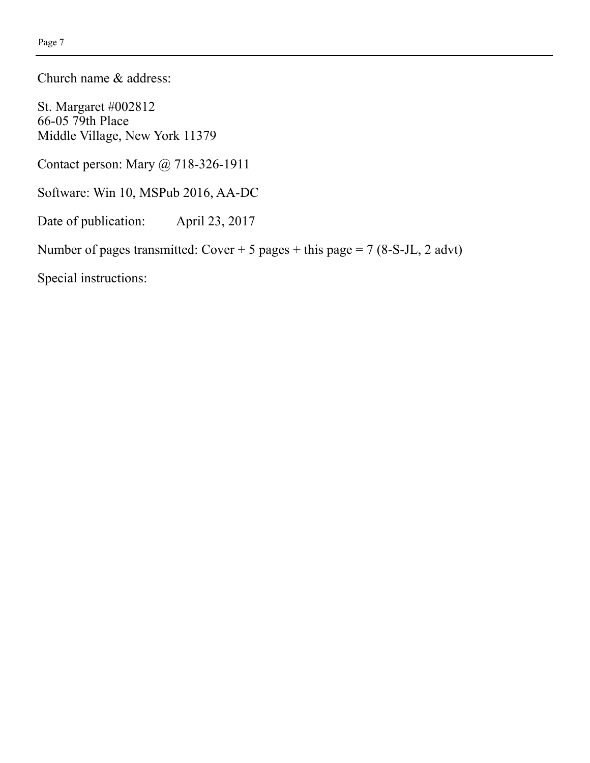Church name & address:

St. Margaret #002812
66-05 79th Place
Middle Village, New York 11379

Contact person: Mary @ 718-326-1911

Software: Win 10, MSPub 2016, AA-DC

Date of publication: April 23, 2017

Number of pages transmitted: Cover + 5 pages + this page = 7 (8-S-JL, 2 advt)

Special instructions: